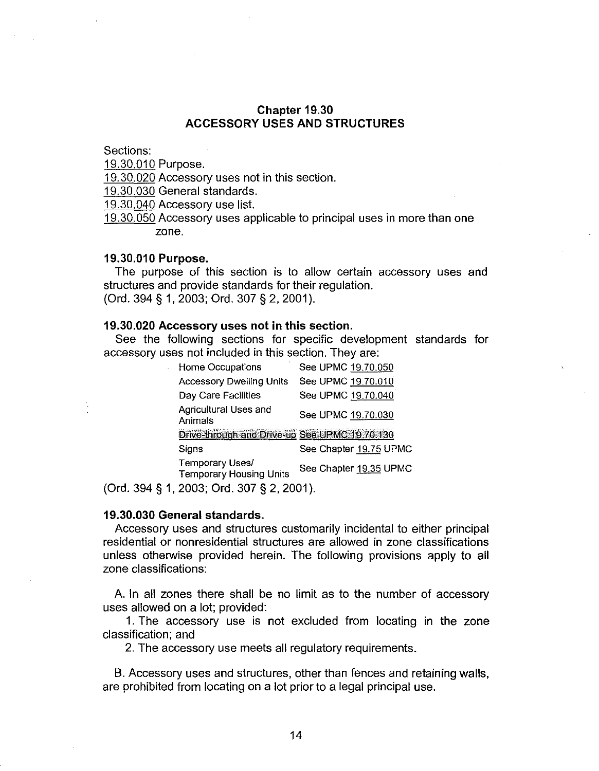## Chapter 19.30
## ACCESSORY USES AND STRUCTURES

Sections:
19.30.010 Purpose.
19.30.020 Accessory uses not in this section.
19.30.030 General standards.
19.30.040 Accessory use list.
19.30.050 Accessory uses applicable to principal uses in more than one zone.

### 19.30.010 Purpose.

The purpose of this section is to allow certain accessory uses and structures and provide standards for their regulation.
(Ord. 394 § 1, 2003; Ord. 307 § 2, 2001).

### 19.30.020 Accessory uses not in this section.

See the following sections for specific development standards for accessory uses not included in this section. They are:

| | |
|---|---|
| Home Occupations | See UPMC 19.70.050 |
| Accessory Dwelling Units | See UPMC 19.70.010 |
| Day Care Facilities | See UPMC 19.70.040 |
| Agricultural Uses and Animals | See UPMC 19.70.030 |
| Drive-through and Drive-up | See UPMC 19.70.130 |
| Signs | See Chapter 19.75 UPMC |
| Temporary Uses/ Temporary Housing Units | See Chapter 19.35 UPMC |

(Ord. 394 § 1, 2003; Ord. 307 § 2, 2001).

### 19.30.030 General standards.

Accessory uses and structures customarily incidental to either principal residential or nonresidential structures are allowed in zone classifications unless otherwise provided herein. The following provisions apply to all zone classifications:

A. In all zones there shall be no limit as to the number of accessory uses allowed on a lot; provided:

1. The accessory use is not excluded from locating in the zone classification; and

2. The accessory use meets all regulatory requirements.

B. Accessory uses and structures, other than fences and retaining walls, are prohibited from locating on a lot prior to a legal principal use.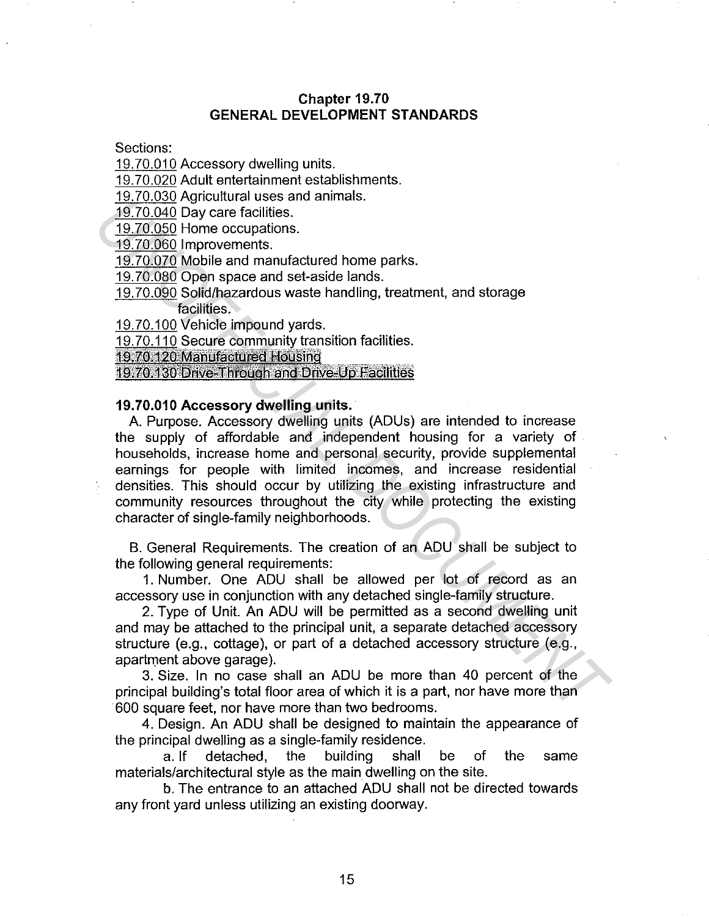# Chapter 19.70
# GENERAL DEVELOPMENT STANDARDS

Sections:

19.70.010 Accessory dwelling units.
19.70.020 Adult entertainment establishments.
19.70.030 Agricultural uses and animals.
19.70.040 Day care facilities.
19.70.050 Home occupations.
19.70.060 Improvements.
19.70.070 Mobile and manufactured home parks.
19.70.080 Open space and set-aside lands.
19.70.090 Solid/hazardous waste handling, treatment, and storage facilities.
19.70.100 Vehicle impound yards.
19.70.110 Secure community transition facilities.
19.70.120 Manufactured Housing
19.70.130 Drive-Through and Drive-Up Facilities

### 19.70.010 Accessory dwelling units.

A. Purpose. Accessory dwelling units (ADUs) are intended to increase the supply of affordable and independent housing for a variety of households, increase home and personal security, provide supplemental earnings for people with limited incomes, and increase residential densities. This should occur by utilizing the existing infrastructure and community resources throughout the city while protecting the existing character of single-family neighborhoods.

B. General Requirements. The creation of an ADU shall be subject to the following general requirements:

1. Number. One ADU shall be allowed per lot of record as an accessory use in conjunction with any detached single-family structure.

2. Type of Unit. An ADU will be permitted as a second dwelling unit and may be attached to the principal unit, a separate detached accessory structure (e.g., cottage), or part of a detached accessory structure (e.g., apartment above garage).

3. Size. In no case shall an ADU be more than 40 percent of the principal building's total floor area of which it is a part, nor have more than 600 square feet, nor have more than two bedrooms.

4. Design. An ADU shall be designed to maintain the appearance of the principal dwelling as a single-family residence.

a. If detached, the building shall be of the same materials/architectural style as the main dwelling on the site.

b. The entrance to an attached ADU shall not be directed towards any front yard unless utilizing an existing doorway.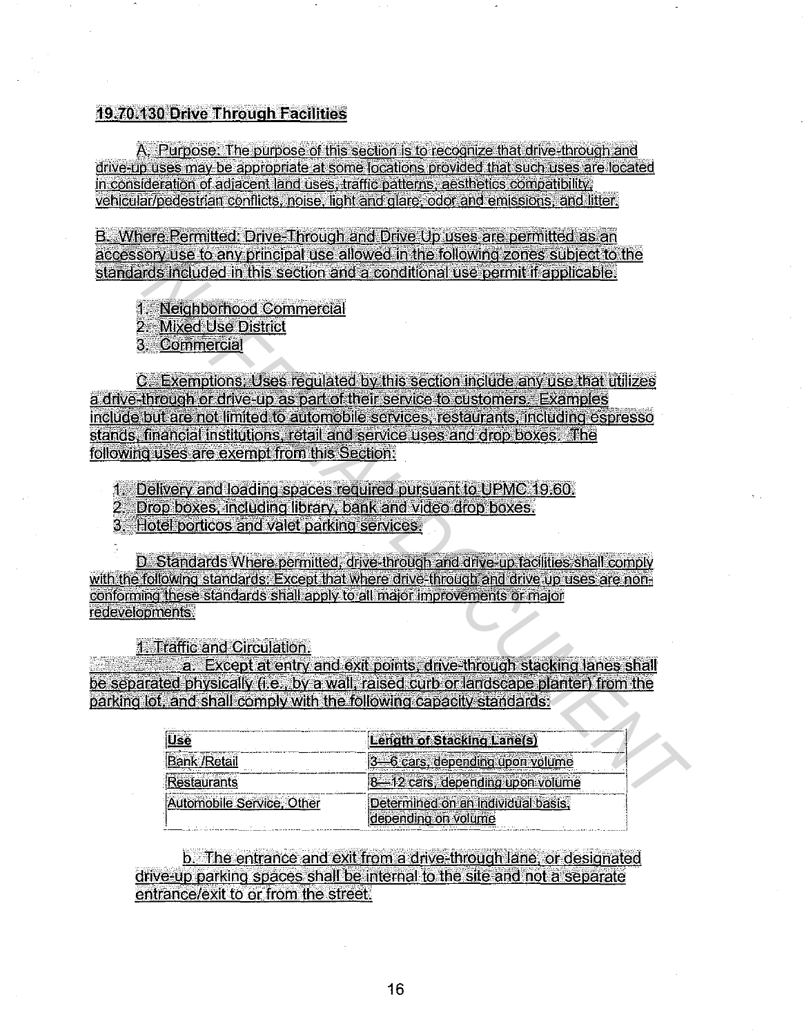## 19.70.130 Drive Through Facilities

A. Purpose: The purpose of this section is to recognize that drive-through and drive-up uses may be appropriate at some locations provided that such uses are located in consideration of adjacent land uses, traffic patterns, aesthetics compatibility, vehicular/pedestrian conflicts, noise, light and glare, odor and emissions, and litter.

B. Where Permitted: Drive-Through and Drive Up uses are permitted as an accessory use to any principal use allowed in the following zones subject to the standards included in this section and a conditional use permit if applicable.

1. Neighborhood Commercial
2. Mixed Use District
3. Commercial

C. Exemptions: Uses regulated by this section include any use that utilizes a drive-through or drive-up as part of their service to customers. Examples include but are not limited to automobile services, restaurants, including espresso stands, financial institutions, retail and service uses and drop boxes. The following uses are exempt from this Section:

1. Delivery and loading spaces required pursuant to UPMC 19.60.
2. Drop boxes, including library, bank and video drop boxes.
3. Hotel porticos and valet parking services.

D. Standards Where permitted, drive-through and drive-up facilities shall comply with the following standards: Except that where drive-through and drive up uses are non-conforming these standards shall apply to all major improvements or major redevelopments.

1. Traffic and Circulation.

a. Except at entry and exit points, drive-through stacking lanes shall be separated physically (i.e., by a wall, raised curb or landscape planter) from the parking lot, and shall comply with the following capacity standards:

| Use | Length of Stacking Lane(s) |
|---|---|
| Bank /Retail | 3—6 cars, depending upon volume |
| Restaurants | 8—12 cars, depending upon volume |
| Automobile Service, Other | Determined on an individual basis, depending on volume |

b. The entrance and exit from a drive-through lane, or designated drive-up parking spaces shall be internal to the site and not a separate entrance/exit to or from the street.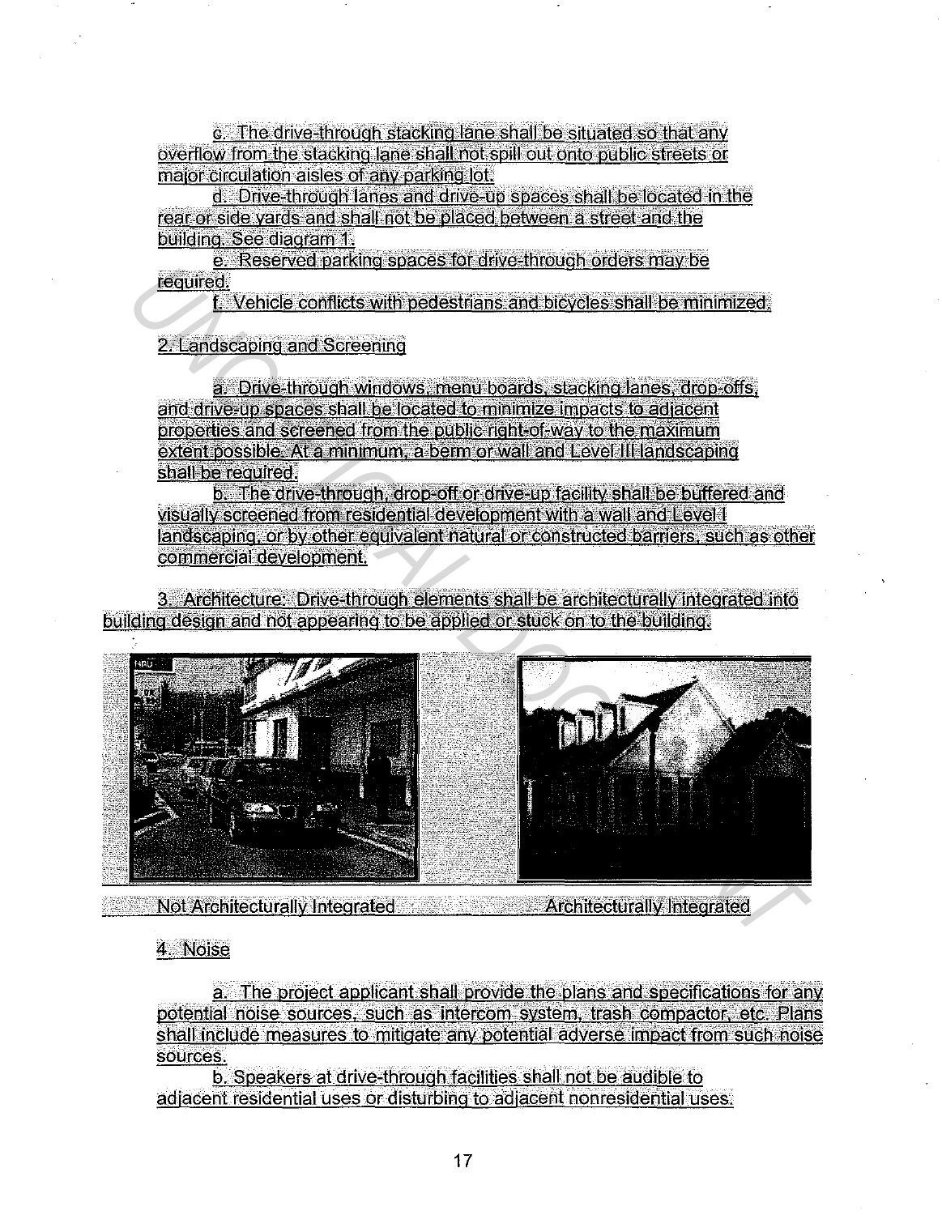c. The drive-through stacking lane shall be situated so that any overflow from the stacking lane shall not spill out onto public streets or major circulation aisles of any parking lot.

d. Drive-through lanes and drive-up spaces shall be located in the rear or side yards and shall not be placed between a street and the building. See diagram 1.

e. Reserved parking spaces for drive-through orders may be required.

f. Vehicle conflicts with pedestrians and bicycles shall be minimized.

2. Landscaping and Screening

a. Drive-through windows, menu boards, stacking lanes, drop-offs, and drive-up spaces shall be located to minimize impacts to adjacent properties and screened from the public right-of-way to the maximum extent possible. At a minimum, a berm or wall and Level III landscaping shall be required.

b. The drive-through, drop-off or drive-up facility shall be buffered and visually screened from residential development with a wall and Level I landscaping, or by other equivalent natural or constructed barriers, such as other commercial development.

3. Architecture: Drive-through elements shall be architecturally integrated into building design and not appearing to be applied or stuck on to the building.

Not Architecturally Integrated Architecturally Integrated

4. Noise

a. The project applicant shall provide the plans and specifications for any potential noise sources, such as intercom system, trash compactor, etc. Plans shall include measures to mitigate any potential adverse impact from such noise sources.

b. Speakers at drive-through facilities shall not be audible to adjacent residential uses or disturbing to adjacent nonresidential uses.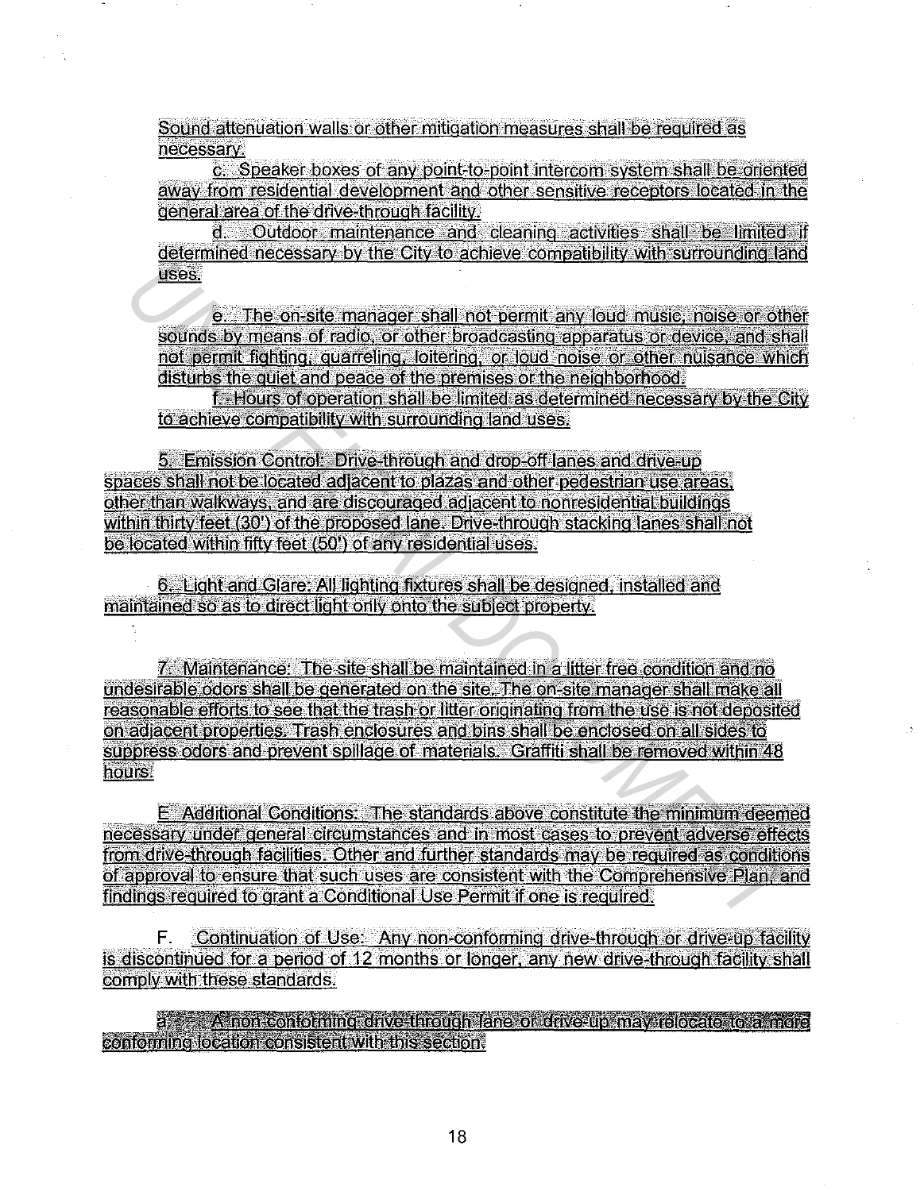Sound attenuation walls or other mitigation measures shall be required as necessary.

c. Speaker boxes of any point-to-point intercom system shall be oriented away from residential development and other sensitive receptors located in the general area of the drive-through facility.

d. Outdoor maintenance and cleaning activities shall be limited if determined necessary by the City to achieve compatibility with surrounding land uses.

e. The on-site manager shall not permit any loud music, noise or other sounds by means of radio, or other broadcasting apparatus or device, and shall not permit fighting, quarreling, loitering, or loud noise or other nuisance which disturbs the quiet and peace of the premises or the neighborhood.

f. Hours of operation shall be limited as determined necessary by the City to achieve compatibility with surrounding land uses.

5. Emission Control: Drive-through and drop-off lanes and drive-up spaces shall not be located adjacent to plazas and other pedestrian use areas, other than walkways, and are discouraged adjacent to nonresidential buildings within thirty feet (30') of the proposed lane. Drive-through stacking lanes shall not be located within fifty feet (50') of any residential uses.

6. Light and Glare: All lighting fixtures shall be designed, installed and maintained so as to direct light only onto the subject property.

7. Maintenance: The site shall be maintained in a litter free condition and no undesirable odors shall be generated on the site. The on-site manager shall make all reasonable efforts to see that the trash or litter originating from the use is not deposited on adjacent properties. Trash enclosures and bins shall be enclosed on all sides to suppress odors and prevent spillage of materials. Graffiti shall be removed within 48 hours.

E. Additional Conditions: The standards above constitute the minimum deemed necessary under general circumstances and in most cases to prevent adverse effects from drive-through facilities. Other and further standards may be required as conditions of approval to ensure that such uses are consistent with the Comprehensive Plan, and findings required to grant a Conditional Use Permit if one is required.

F. Continuation of Use: Any non-conforming drive-through or drive-up facility is discontinued for a period of 12 months or longer, any new drive-through facility shall comply with these standards.

a. A non-conforming drive-through lane or drive-up may relocate to a more conforming location consistent with this section.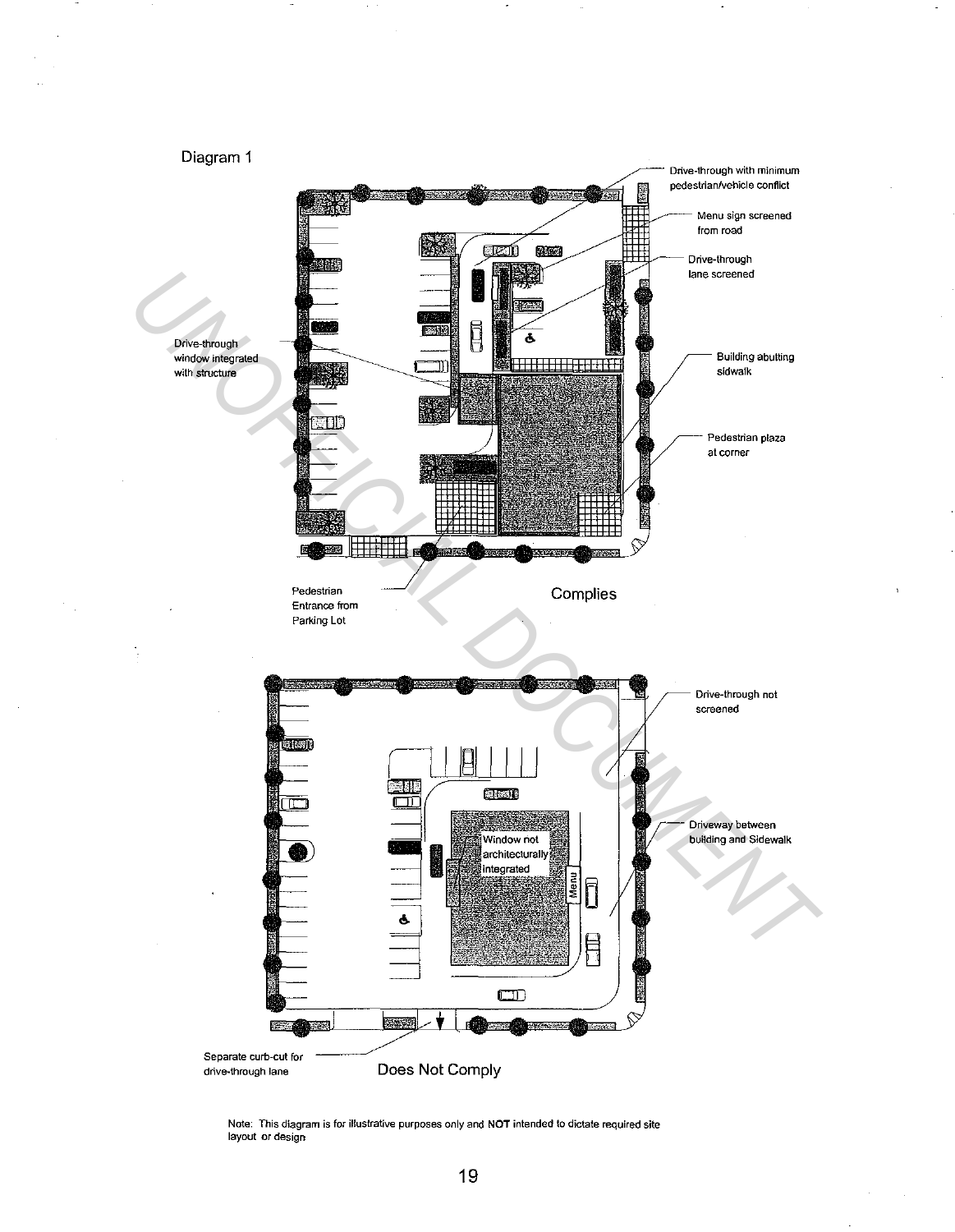Diagram 1

Drive-through with minimum pedestrian/vehicle conflict

Menu sign screened from road

Drive-through lane screened

Drive-through window integrated with structure

Building abutting sidwalk

Pedestrian plaza at corner

Pedestrian Entrance from Parking Lot

Complies

Drive-through not screened

Driveway between building and Sidewalk

Window not architecturally integrated

Menu

Separate curb-cut for drive-through lane

Does Not Comply

Note: This diagram is for illustrative purposes only and **NOT** intended to dictate required site layout or design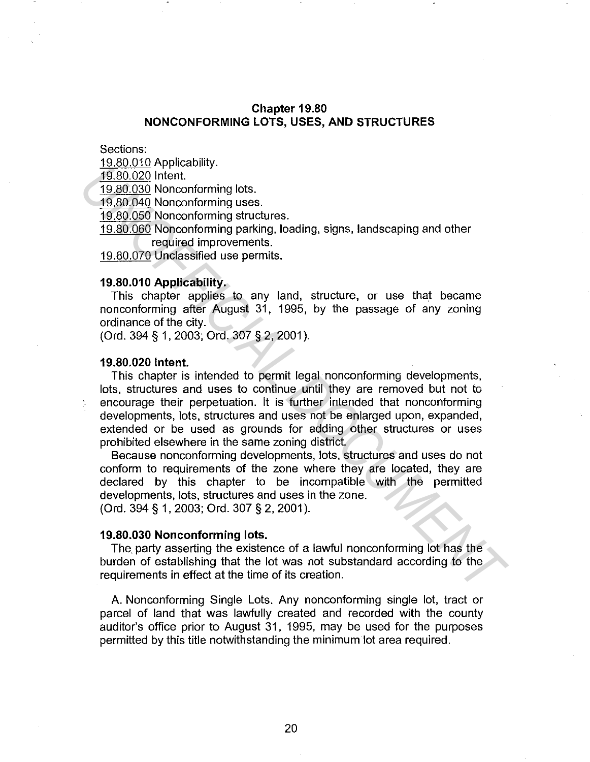## Chapter 19.80
## NONCONFORMING LOTS, USES, AND STRUCTURES

Sections:

19.80.010 Applicability.

19.80.020 Intent.

19.80.030 Nonconforming lots.

19.80.040 Nonconforming uses.

19.80.050 Nonconforming structures.

19.80.060 Nonconforming parking, loading, signs, landscaping and other required improvements.

19.80.070 Unclassified use permits.

### 19.80.010 Applicability.

This chapter applies to any land, structure, or use that became nonconforming after August 31, 1995, by the passage of any zoning ordinance of the city.

(Ord. 394 § 1, 2003; Ord. 307 § 2, 2001).

### 19.80.020 Intent.

This chapter is intended to permit legal nonconforming developments, lots, structures and uses to continue until they are removed but not to encourage their perpetuation. It is further intended that nonconforming developments, lots, structures and uses not be enlarged upon, expanded, extended or be used as grounds for adding other structures or uses prohibited elsewhere in the same zoning district.

Because nonconforming developments, lots, structures and uses do not conform to requirements of the zone where they are located, they are declared by this chapter to be incompatible with the permitted developments, lots, structures and uses in the zone.

(Ord. 394 § 1, 2003; Ord. 307 § 2, 2001).

### 19.80.030 Nonconforming lots.

The party asserting the existence of a lawful nonconforming lot has the burden of establishing that the lot was not substandard according to the requirements in effect at the time of its creation.

A. Nonconforming Single Lots. Any nonconforming single lot, tract or parcel of land that was lawfully created and recorded with the county auditor's office prior to August 31, 1995, may be used for the purposes permitted by this title notwithstanding the minimum lot area required.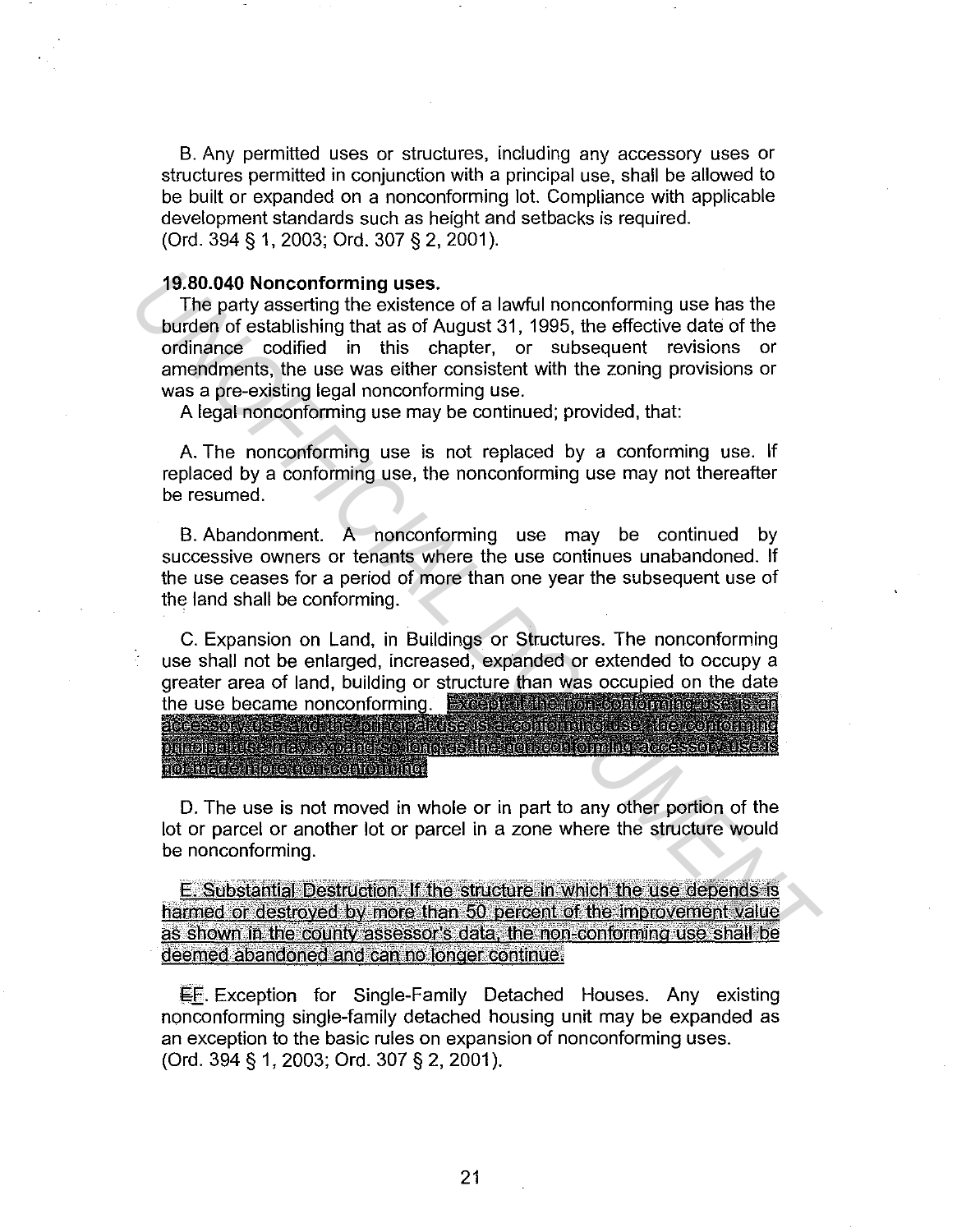B. Any permitted uses or structures, including any accessory uses or structures permitted in conjunction with a principal use, shall be allowed to be built or expanded on a nonconforming lot. Compliance with applicable development standards such as height and setbacks is required. (Ord. 394 § 1, 2003; Ord. 307 § 2, 2001).

**19.80.040 Nonconforming uses.**

The party asserting the existence of a lawful nonconforming use has the burden of establishing that as of August 31, 1995, the effective date of the ordinance codified in this chapter, or subsequent revisions or amendments, the use was either consistent with the zoning provisions or was a pre-existing legal nonconforming use.

A legal nonconforming use may be continued; provided, that:

A. The nonconforming use is not replaced by a conforming use. If replaced by a conforming use, the nonconforming use may not thereafter be resumed.

B. Abandonment. A nonconforming use may be continued by successive owners or tenants where the use continues unabandoned. If the use ceases for a period of more than one year the subsequent use of the land shall be conforming.

C. Expansion on Land, in Buildings or Structures. The nonconforming use shall not be enlarged, increased, expanded or extended to occupy a greater area of land, building or structure than was occupied on the date the use became nonconforming. Except if the non-conforming use is an accessory use and the principal use is a conforming use, the conforming principal use may expand so long as the non-conforming accessory use is not made more non-conforming.

D. The use is not moved in whole or in part to any other portion of the lot or parcel or another lot or parcel in a zone where the structure would be nonconforming.

E. Substantial Destruction. If the structure in which the use depends is harmed or destroyed by more than 50 percent of the improvement value as shown in the county assessor's data, the non-conforming use shall be deemed abandoned and can no longer continue.

~~E~~F. Exception for Single-Family Detached Houses. Any existing nonconforming single-family detached housing unit may be expanded as an exception to the basic rules on expansion of nonconforming uses. (Ord. 394 § 1, 2003; Ord. 307 § 2, 2001).